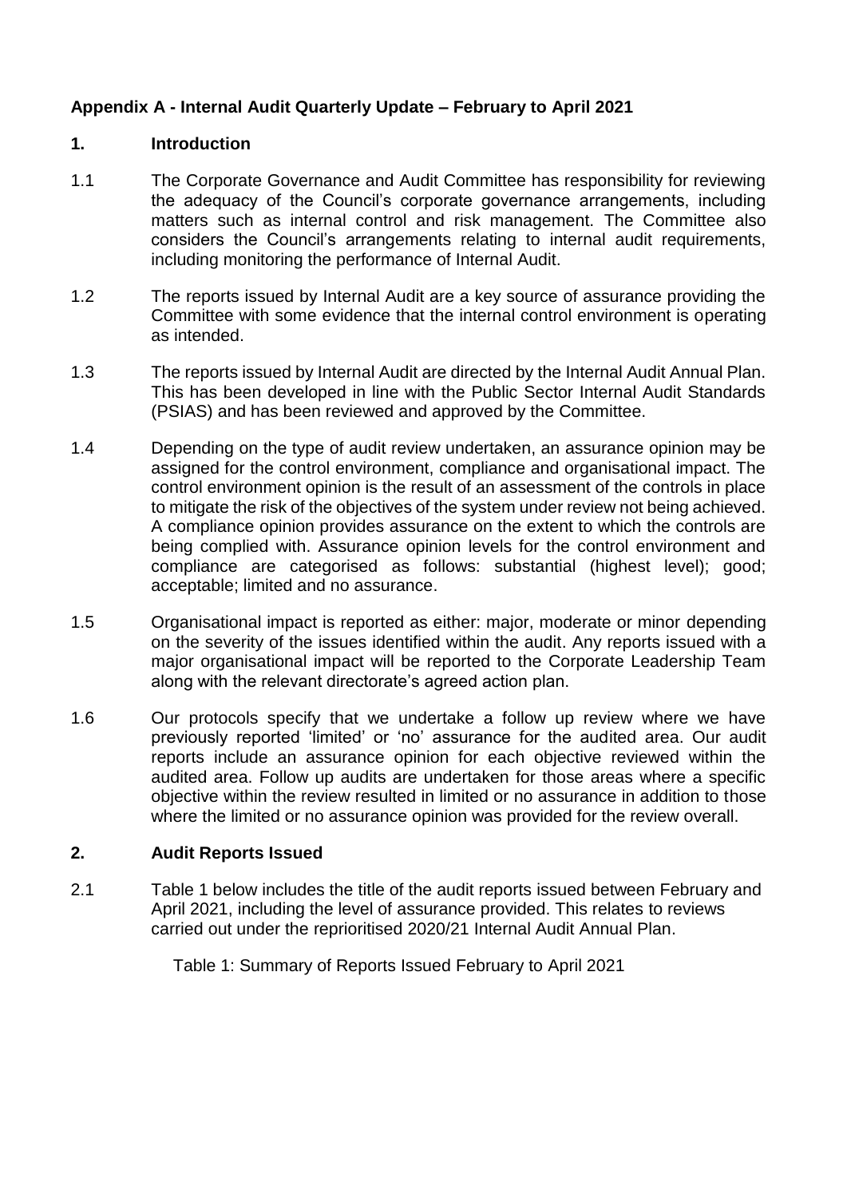## Appendix A - Internal Audit Quarterly Update – February to April 2021

### 1. Introduction

1.1 The Corporate Governance and Audit Committee has responsibility for reviewing the adequacy of the Council's corporate governance arrangements, including matters such as internal control and risk management. The Committee also considers the Council's arrangements relating to internal audit requirements, including monitoring the performance of Internal Audit.

1.2 The reports issued by Internal Audit are a key source of assurance providing the Committee with some evidence that the internal control environment is operating as intended.

1.3 The reports issued by Internal Audit are directed by the Internal Audit Annual Plan. This has been developed in line with the Public Sector Internal Audit Standards (PSIAS) and has been reviewed and approved by the Committee.

1.4 Depending on the type of audit review undertaken, an assurance opinion may be assigned for the control environment, compliance and organisational impact. The control environment opinion is the result of an assessment of the controls in place to mitigate the risk of the objectives of the system under review not being achieved. A compliance opinion provides assurance on the extent to which the controls are being complied with. Assurance opinion levels for the control environment and compliance are categorised as follows: substantial (highest level); good; acceptable; limited and no assurance.

1.5 Organisational impact is reported as either: major, moderate or minor depending on the severity of the issues identified within the audit. Any reports issued with a major organisational impact will be reported to the Corporate Leadership Team along with the relevant directorate's agreed action plan.

1.6 Our protocols specify that we undertake a follow up review where we have previously reported 'limited' or 'no' assurance for the audited area. Our audit reports include an assurance opinion for each objective reviewed within the audited area. Follow up audits are undertaken for those areas where a specific objective within the review resulted in limited or no assurance in addition to those where the limited or no assurance opinion was provided for the review overall.

### 2. Audit Reports Issued

2.1 Table 1 below includes the title of the audit reports issued between February and April 2021, including the level of assurance provided. This relates to reviews carried out under the reprioritised 2020/21 Internal Audit Annual Plan.

Table 1: Summary of Reports Issued February to April 2021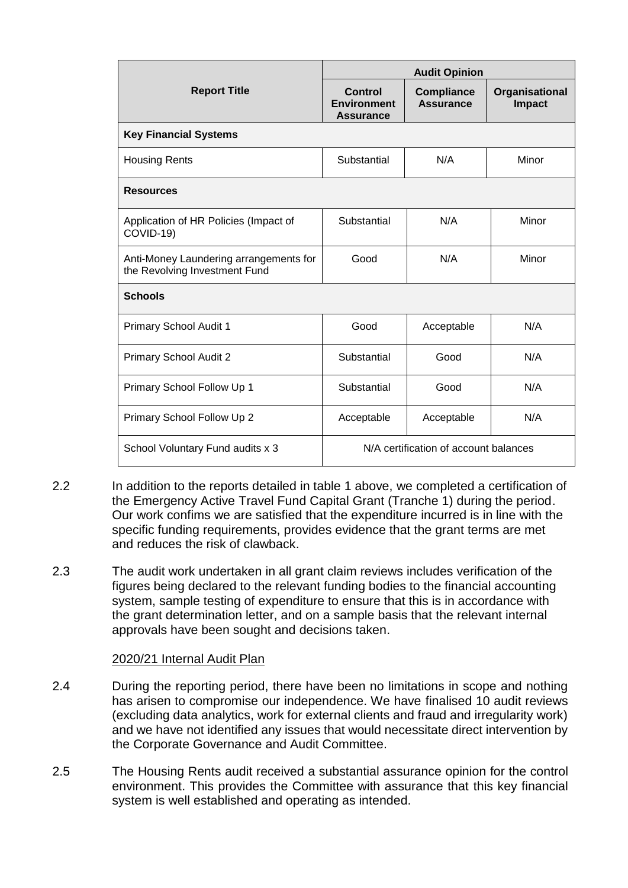| Report Title | Audit Opinion | | |
|---|---|---|---|
| | **Control Environment Assurance** | **Compliance Assurance** | **Organisational Impact** |
| **Key Financial Systems** | | | |
| Housing Rents | Substantial | N/A | Minor |
| **Resources** | | | |
| Application of HR Policies (Impact of COVID-19) | Substantial | N/A | Minor |
| Anti-Money Laundering arrangements for the Revolving Investment Fund | Good | N/A | Minor |
| **Schools** | | | |
| Primary School Audit 1 | Good | Acceptable | N/A |
| Primary School Audit 2 | Substantial | Good | N/A |
| Primary School Follow Up 1 | Substantial | Good | N/A |
| Primary School Follow Up 2 | Acceptable | Acceptable | N/A |
| School Voluntary Fund audits x 3 | N/A certification of account balances | | |

2.2 In addition to the reports detailed in table 1 above, we completed a certification of the Emergency Active Travel Fund Capital Grant (Tranche 1) during the period. Our work confims we are satisfied that the expenditure incurred is in line with the specific funding requirements, provides evidence that the grant terms are met and reduces the risk of clawback.

2.3 The audit work undertaken in all grant claim reviews includes verification of the figures being declared to the relevant funding bodies to the financial accounting system, sample testing of expenditure to ensure that this is in accordance with the grant determination letter, and on a sample basis that the relevant internal approvals have been sought and decisions taken.

2020/21 Internal Audit Plan

2.4 During the reporting period, there have been no limitations in scope and nothing has arisen to compromise our independence. We have finalised 10 audit reviews (excluding data analytics, work for external clients and fraud and irregularity work) and we have not identified any issues that would necessitate direct intervention by the Corporate Governance and Audit Committee.

2.5 The Housing Rents audit received a substantial assurance opinion for the control environment. This provides the Committee with assurance that this key financial system is well established and operating as intended.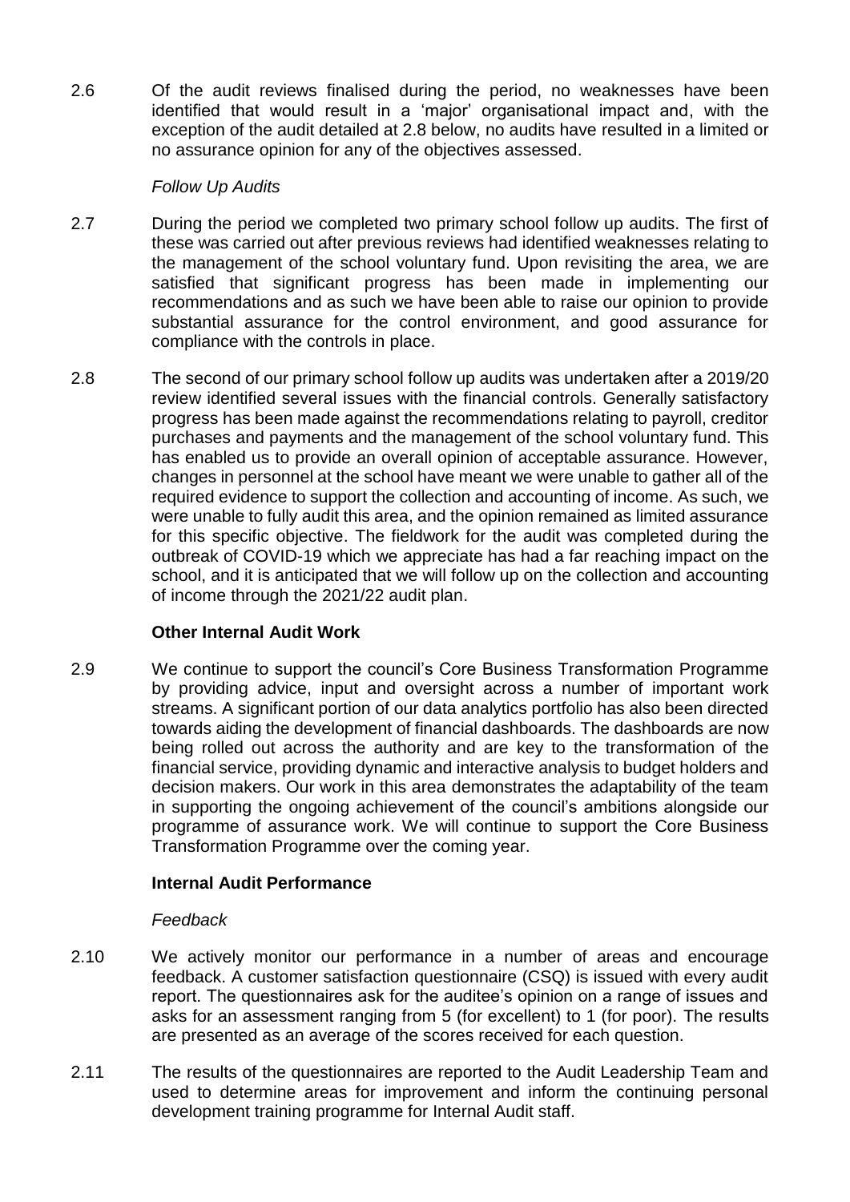2.6 Of the audit reviews finalised during the period, no weaknesses have been identified that would result in a 'major' organisational impact and, with the exception of the audit detailed at 2.8 below, no audits have resulted in a limited or no assurance opinion for any of the objectives assessed.

*Follow Up Audits*

2.7 During the period we completed two primary school follow up audits. The first of these was carried out after previous reviews had identified weaknesses relating to the management of the school voluntary fund. Upon revisiting the area, we are satisfied that significant progress has been made in implementing our recommendations and as such we have been able to raise our opinion to provide substantial assurance for the control environment, and good assurance for compliance with the controls in place.

2.8 The second of our primary school follow up audits was undertaken after a 2019/20 review identified several issues with the financial controls. Generally satisfactory progress has been made against the recommendations relating to payroll, creditor purchases and payments and the management of the school voluntary fund. This has enabled us to provide an overall opinion of acceptable assurance. However, changes in personnel at the school have meant we were unable to gather all of the required evidence to support the collection and accounting of income. As such, we were unable to fully audit this area, and the opinion remained as limited assurance for this specific objective. The fieldwork for the audit was completed during the outbreak of COVID-19 which we appreciate has had a far reaching impact on the school, and it is anticipated that we will follow up on the collection and accounting of income through the 2021/22 audit plan.

**Other Internal Audit Work**

2.9 We continue to support the council's Core Business Transformation Programme by providing advice, input and oversight across a number of important work streams. A significant portion of our data analytics portfolio has also been directed towards aiding the development of financial dashboards. The dashboards are now being rolled out across the authority and are key to the transformation of the financial service, providing dynamic and interactive analysis to budget holders and decision makers. Our work in this area demonstrates the adaptability of the team in supporting the ongoing achievement of the council's ambitions alongside our programme of assurance work. We will continue to support the Core Business Transformation Programme over the coming year.

**Internal Audit Performance**

*Feedback*

2.10 We actively monitor our performance in a number of areas and encourage feedback. A customer satisfaction questionnaire (CSQ) is issued with every audit report. The questionnaires ask for the auditee's opinion on a range of issues and asks for an assessment ranging from 5 (for excellent) to 1 (for poor). The results are presented as an average of the scores received for each question.

2.11 The results of the questionnaires are reported to the Audit Leadership Team and used to determine areas for improvement and inform the continuing personal development training programme for Internal Audit staff.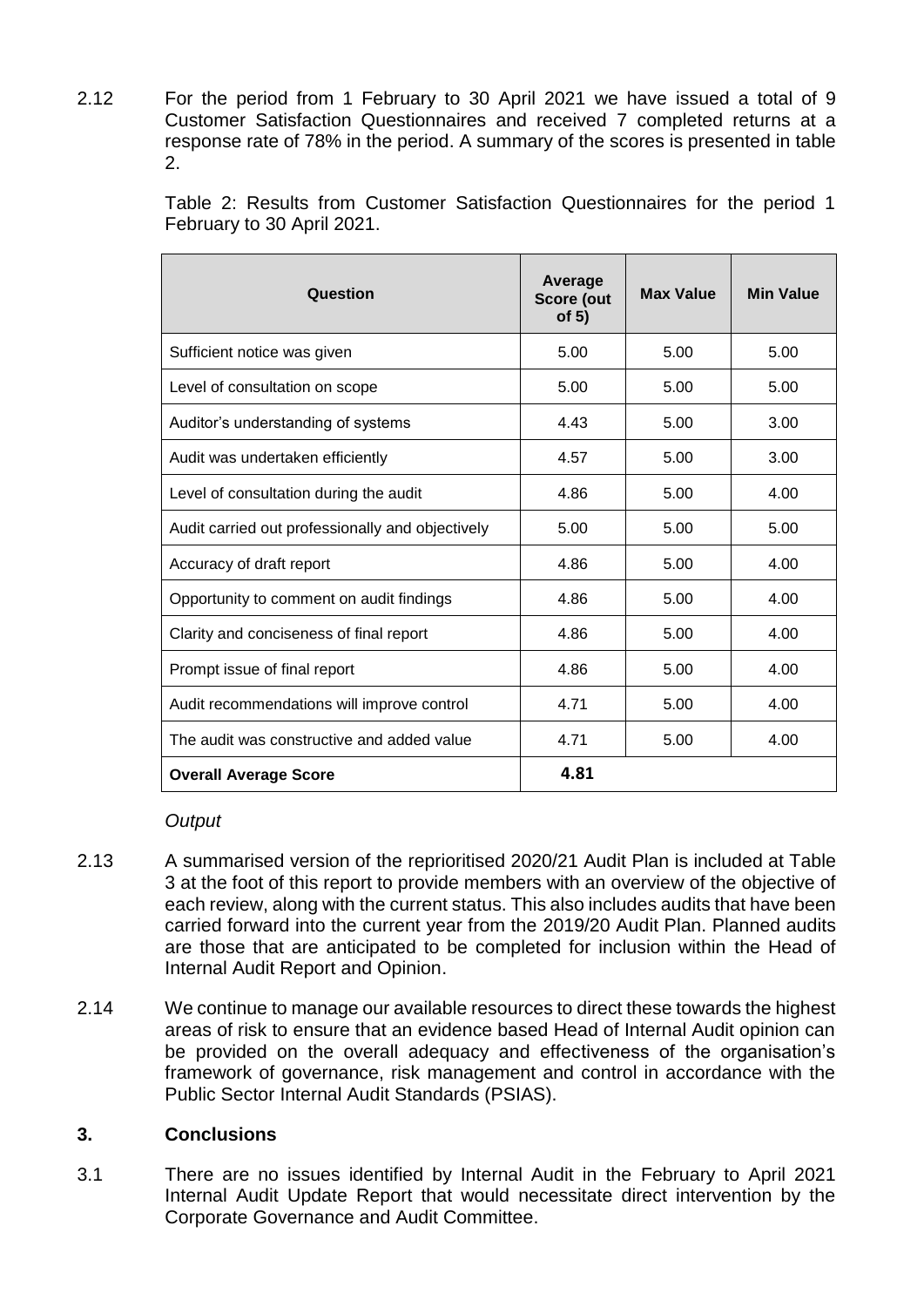2.12 For the period from 1 February to 30 April 2021 we have issued a total of 9 Customer Satisfaction Questionnaires and received 7 completed returns at a response rate of 78% in the period. A summary of the scores is presented in table 2.

Table 2: Results from Customer Satisfaction Questionnaires for the period 1 February to 30 April 2021.

| Question | Average Score (out of 5) | Max Value | Min Value |
|---|---|---|---|
| Sufficient notice was given | 5.00 | 5.00 | 5.00 |
| Level of consultation on scope | 5.00 | 5.00 | 5.00 |
| Auditor's understanding of systems | 4.43 | 5.00 | 3.00 |
| Audit was undertaken efficiently | 4.57 | 5.00 | 3.00 |
| Level of consultation during the audit | 4.86 | 5.00 | 4.00 |
| Audit carried out professionally and objectively | 5.00 | 5.00 | 5.00 |
| Accuracy of draft report | 4.86 | 5.00 | 4.00 |
| Opportunity to comment on audit findings | 4.86 | 5.00 | 4.00 |
| Clarity and conciseness of final report | 4.86 | 5.00 | 4.00 |
| Prompt issue of final report | 4.86 | 5.00 | 4.00 |
| Audit recommendations will improve control | 4.71 | 5.00 | 4.00 |
| The audit was constructive and added value | 4.71 | 5.00 | 4.00 |
| **Overall Average Score** | **4.81** | | |

*Output*

2.13 A summarised version of the reprioritised 2020/21 Audit Plan is included at Table 3 at the foot of this report to provide members with an overview of the objective of each review, along with the current status. This also includes audits that have been carried forward into the current year from the 2019/20 Audit Plan. Planned audits are those that are anticipated to be completed for inclusion within the Head of Internal Audit Report and Opinion.

2.14 We continue to manage our available resources to direct these towards the highest areas of risk to ensure that an evidence based Head of Internal Audit opinion can be provided on the overall adequacy and effectiveness of the organisation's framework of governance, risk management and control in accordance with the Public Sector Internal Audit Standards (PSIAS).

## 3. Conclusions

3.1 There are no issues identified by Internal Audit in the February to April 2021 Internal Audit Update Report that would necessitate direct intervention by the Corporate Governance and Audit Committee.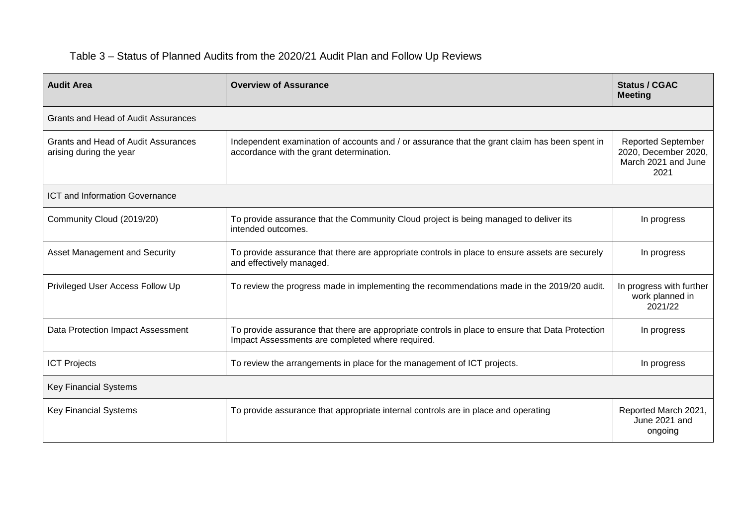Table 3 – Status of Planned Audits from the 2020/21 Audit Plan and Follow Up Reviews

| Audit Area | Overview of Assurance | Status / CGAC Meeting |
|---|---|---|
| Grants and Head of Audit Assurances | | |
| Grants and Head of Audit Assurances arising during the year | Independent examination of accounts and / or assurance that the grant claim has been spent in accordance with the grant determination. | Reported September 2020, December 2020, March 2021 and June 2021 |
| ICT and Information Governance | | |
| Community Cloud (2019/20) | To provide assurance that the Community Cloud project is being managed to deliver its intended outcomes. | In progress |
| Asset Management and Security | To provide assurance that there are appropriate controls in place to ensure assets are securely and effectively managed. | In progress |
| Privileged User Access Follow Up | To review the progress made in implementing the recommendations made in the 2019/20 audit. | In progress with further work planned in 2021/22 |
| Data Protection Impact Assessment | To provide assurance that there are appropriate controls in place to ensure that Data Protection Impact Assessments are completed where required. | In progress |
| ICT Projects | To review the arrangements in place for the management of ICT projects. | In progress |
| Key Financial Systems | | |
| Key Financial Systems | To provide assurance that appropriate internal controls are in place and operating | Reported March 2021, June 2021 and ongoing |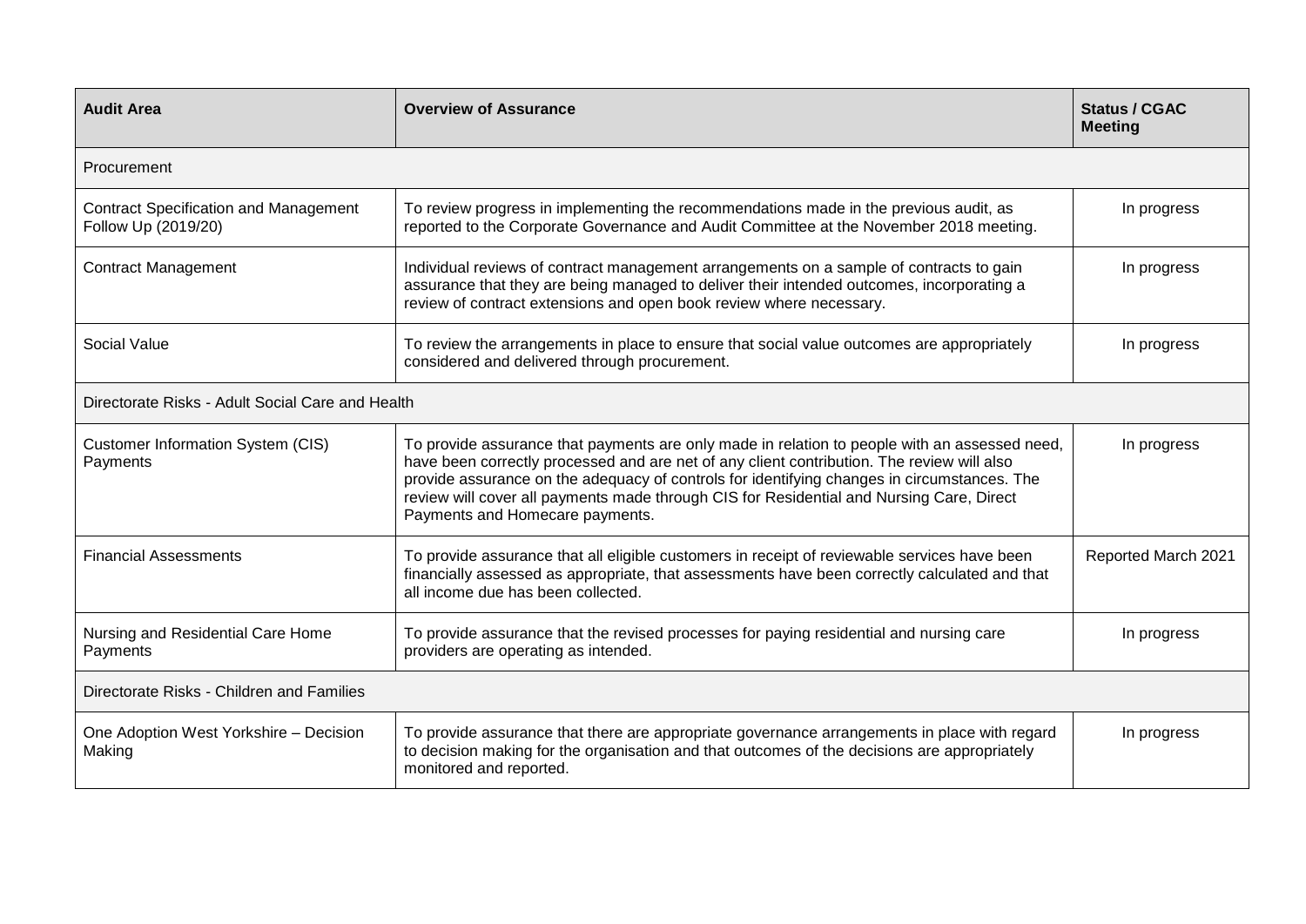| Audit Area | Overview of Assurance | Status / CGAC Meeting |
|---|---|---|
| Procurement | | |
| Contract Specification and Management Follow Up (2019/20) | To review progress in implementing the recommendations made in the previous audit, as reported to the Corporate Governance and Audit Committee at the November 2018 meeting. | In progress |
| Contract Management | Individual reviews of contract management arrangements on a sample of contracts to gain assurance that they are being managed to deliver their intended outcomes, incorporating a review of contract extensions and open book review where necessary. | In progress |
| Social Value | To review the arrangements in place to ensure that social value outcomes are appropriately considered and delivered through procurement. | In progress |
| Directorate Risks - Adult Social Care and Health | | |
| Customer Information System (CIS) Payments | To provide assurance that payments are only made in relation to people with an assessed need, have been correctly processed and are net of any client contribution. The review will also provide assurance on the adequacy of controls for identifying changes in circumstances. The review will cover all payments made through CIS for Residential and Nursing Care, Direct Payments and Homecare payments. | In progress |
| Financial Assessments | To provide assurance that all eligible customers in receipt of reviewable services have been financially assessed as appropriate, that assessments have been correctly calculated and that all income due has been collected. | Reported March 2021 |
| Nursing and Residential Care Home Payments | To provide assurance that the revised processes for paying residential and nursing care providers are operating as intended. | In progress |
| Directorate Risks - Children and Families | | |
| One Adoption West Yorkshire – Decision Making | To provide assurance that there are appropriate governance arrangements in place with regard to decision making for the organisation and that outcomes of the decisions are appropriately monitored and reported. | In progress |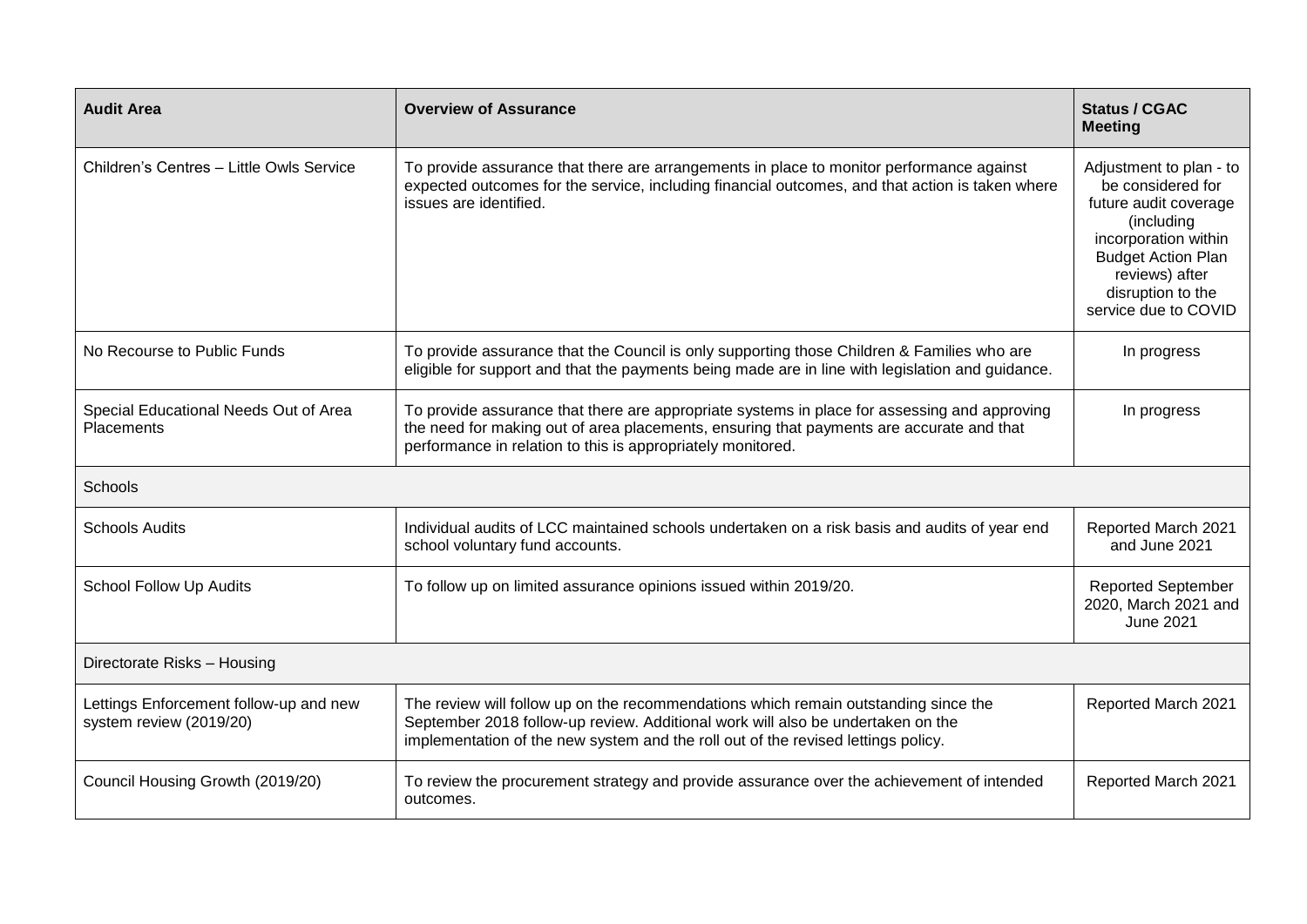| Audit Area | Overview of Assurance | Status / CGAC Meeting |
|---|---|---|
| Children's Centres – Little Owls Service | To provide assurance that there are arrangements in place to monitor performance against expected outcomes for the service, including financial outcomes, and that action is taken where issues are identified. | Adjustment to plan - to be considered for future audit coverage (including incorporation within Budget Action Plan reviews) after disruption to the service due to COVID |
| No Recourse to Public Funds | To provide assurance that the Council is only supporting those Children & Families who are eligible for support and that the payments being made are in line with legislation and guidance. | In progress |
| Special Educational Needs Out of Area Placements | To provide assurance that there are appropriate systems in place for assessing and approving the need for making out of area placements, ensuring that payments are accurate and that performance in relation to this is appropriately monitored. | In progress |
| Schools | | |
| Schools Audits | Individual audits of LCC maintained schools undertaken on a risk basis and audits of year end school voluntary fund accounts. | Reported March 2021 and June 2021 |
| School Follow Up Audits | To follow up on limited assurance opinions issued within 2019/20. | Reported September 2020, March 2021 and June 2021 |
| Directorate Risks – Housing | | |
| Lettings Enforcement follow-up and new system review (2019/20) | The review will follow up on the recommendations which remain outstanding since the September 2018 follow-up review. Additional work will also be undertaken on the implementation of the new system and the roll out of the revised lettings policy. | Reported March 2021 |
| Council Housing Growth (2019/20) | To review the procurement strategy and provide assurance over the achievement of intended outcomes. | Reported March 2021 |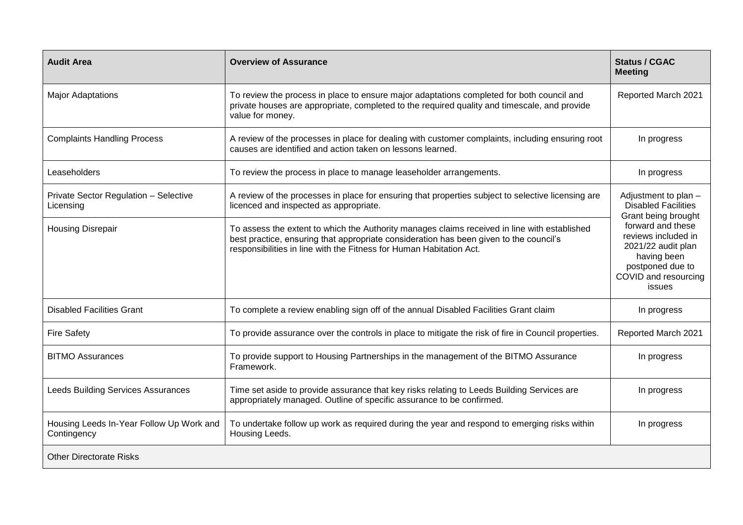| Audit Area | Overview of Assurance | Status / CGAC Meeting |
| --- | --- | --- |
| Major Adaptations | To review the process in place to ensure major adaptations completed for both council and private houses are appropriate, completed to the required quality and timescale, and provide value for money. | Reported March 2021 |
| Complaints Handling Process | A review of the processes in place for dealing with customer complaints, including ensuring root causes are identified and action taken on lessons learned. | In progress |
| Leaseholders | To review the process in place to manage leaseholder arrangements. | In progress |
| Private Sector Regulation – Selective Licensing | A review of the processes in place for ensuring that properties subject to selective licensing are licenced and inspected as appropriate. | Adjustment to plan – Disabled Facilities Grant being brought forward and these reviews included in 2021/22 audit plan having been postponed due to COVID and resourcing issues |
| Housing Disrepair | To assess the extent to which the Authority manages claims received in line with established best practice, ensuring that appropriate consideration has been given to the council's responsibilities in line with the Fitness for Human Habitation Act. | |
| Disabled Facilities Grant | To complete a review enabling sign off of the annual Disabled Facilities Grant claim | In progress |
| Fire Safety | To provide assurance over the controls in place to mitigate the risk of fire in Council properties. | Reported March 2021 |
| BITMO Assurances | To provide support to Housing Partnerships in the management of the BITMO Assurance Framework. | In progress |
| Leeds Building Services Assurances | Time set aside to provide assurance that key risks relating to Leeds Building Services are appropriately managed. Outline of specific assurance to be confirmed. | In progress |
| Housing Leeds In-Year Follow Up Work and Contingency | To undertake follow up work as required during the year and respond to emerging risks within Housing Leeds. | In progress |
| Other Directorate Risks | | |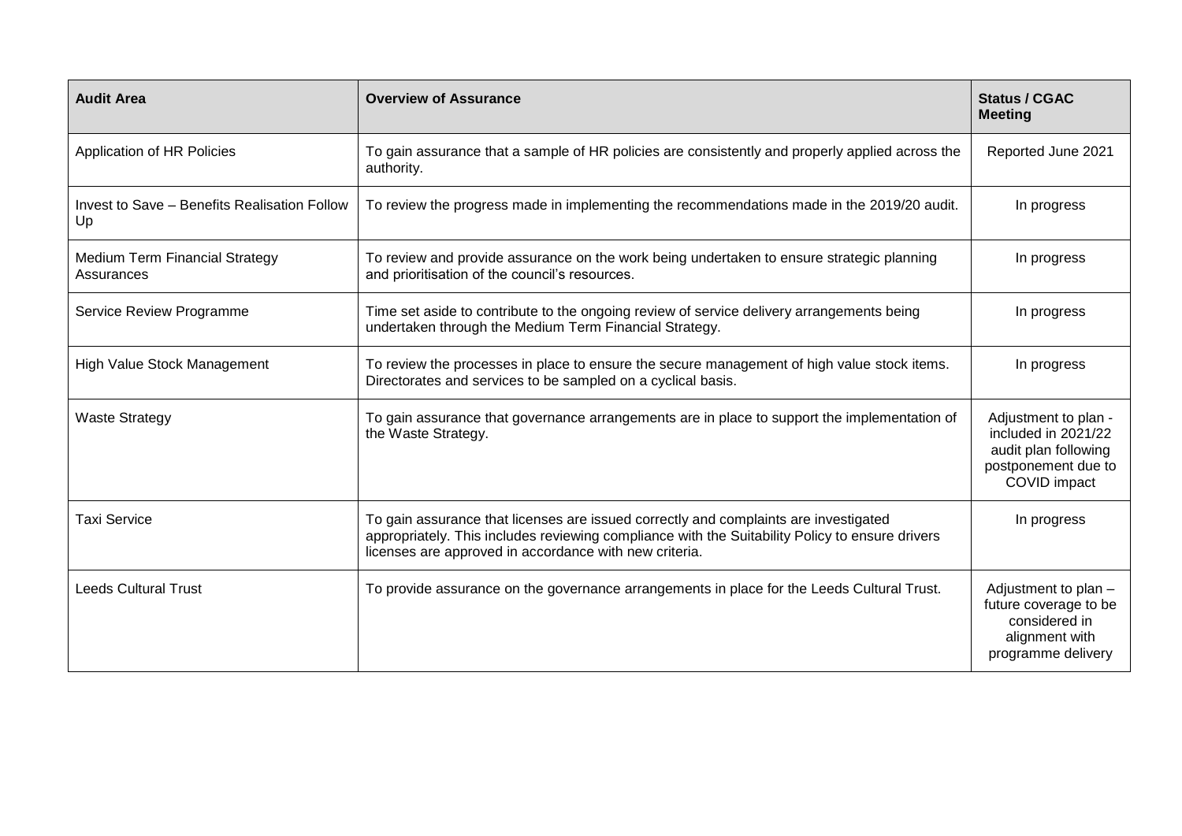| Audit Area | Overview of Assurance | Status / CGAC Meeting |
|---|---|---|
| Application of HR Policies | To gain assurance that a sample of HR policies are consistently and properly applied across the authority. | Reported June 2021 |
| Invest to Save – Benefits Realisation Follow Up | To review the progress made in implementing the recommendations made in the 2019/20 audit. | In progress |
| Medium Term Financial Strategy Assurances | To review and provide assurance on the work being undertaken to ensure strategic planning and prioritisation of the council's resources. | In progress |
| Service Review Programme | Time set aside to contribute to the ongoing review of service delivery arrangements being undertaken through the Medium Term Financial Strategy. | In progress |
| High Value Stock Management | To review the processes in place to ensure the secure management of high value stock items. Directorates and services to be sampled on a cyclical basis. | In progress |
| Waste Strategy | To gain assurance that governance arrangements are in place to support the implementation of the Waste Strategy. | Adjustment to plan - included in 2021/22 audit plan following postponement due to COVID impact |
| Taxi Service | To gain assurance that licenses are issued correctly and complaints are investigated appropriately. This includes reviewing compliance with the Suitability Policy to ensure drivers licenses are approved in accordance with new criteria. | In progress |
| Leeds Cultural Trust | To provide assurance on the governance arrangements in place for the Leeds Cultural Trust. | Adjustment to plan – future coverage to be considered in alignment with programme delivery |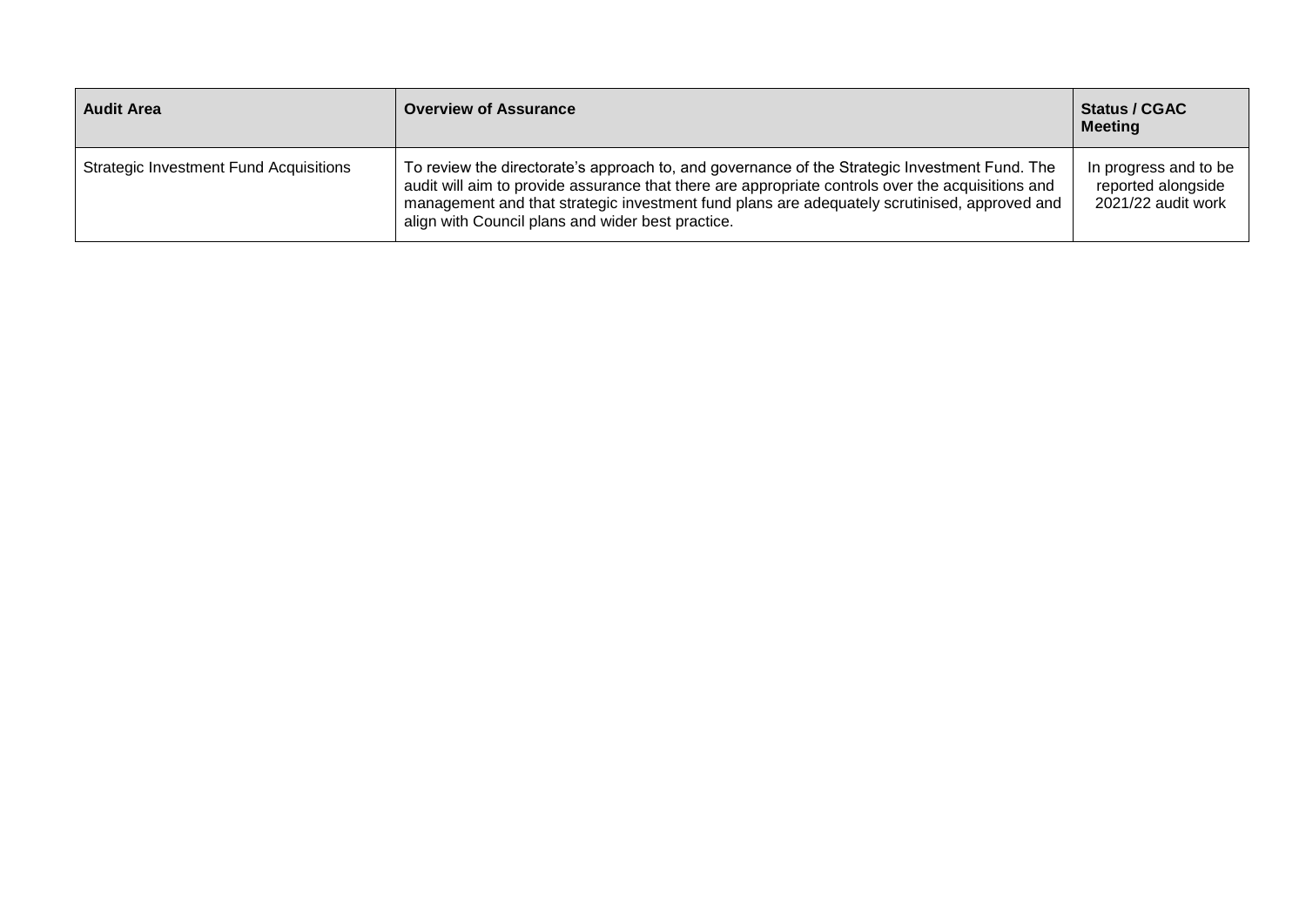| Audit Area | Overview of Assurance | Status / CGAC Meeting |
|---|---|---|
| Strategic Investment Fund Acquisitions | To review the directorate's approach to, and governance of the Strategic Investment Fund. The audit will aim to provide assurance that there are appropriate controls over the acquisitions and management and that strategic investment fund plans are adequately scrutinised, approved and align with Council plans and wider best practice. | In progress and to be reported alongside 2021/22 audit work |